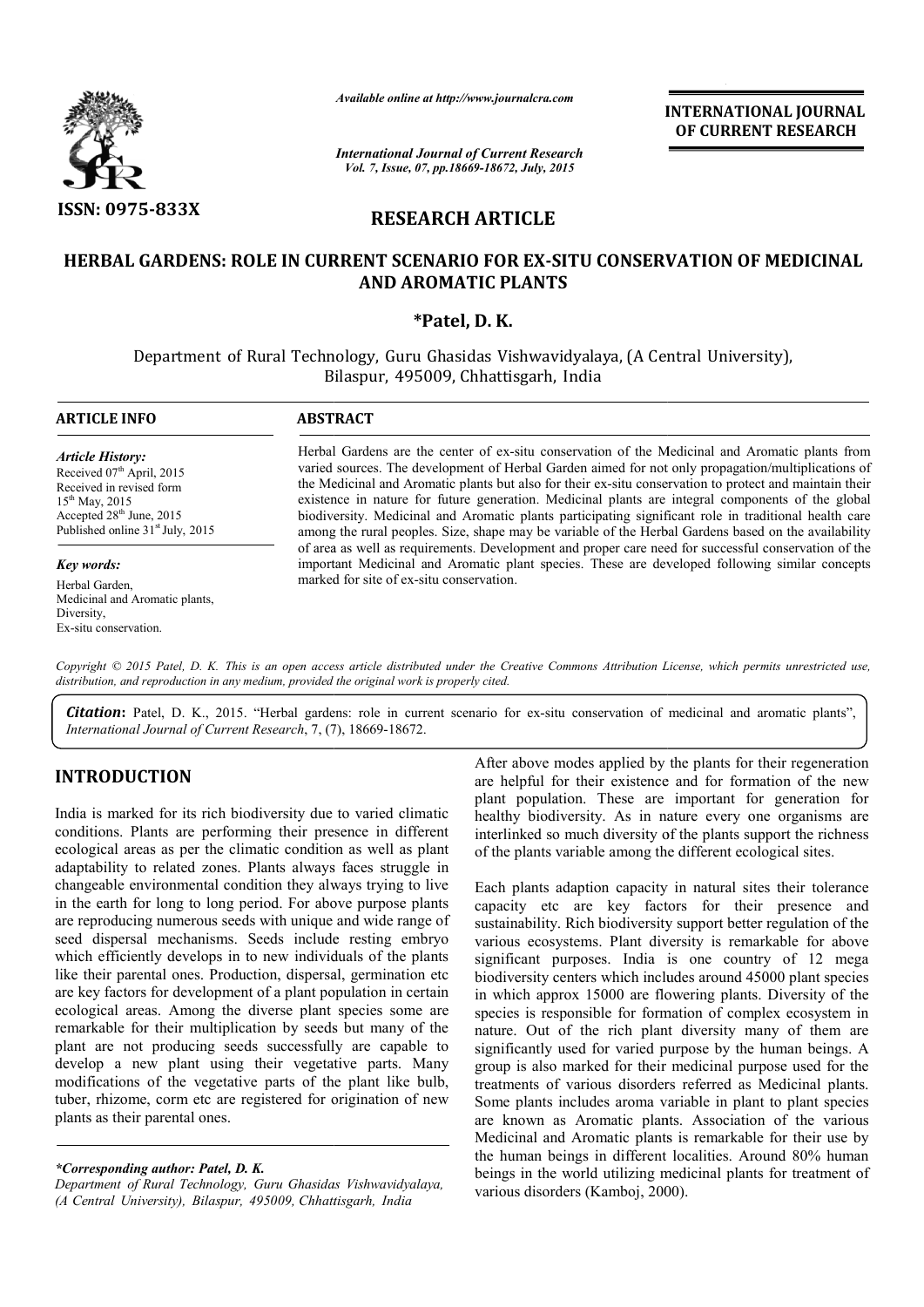*Available online at http://www.journalcra.com*

*International Journal of Current Research*
*Vol. 7, Issue, 07, pp.18669-18672, July, 2015*

**INTERNATIONAL JOURNAL OF CURRENT RESEARCH**

ISSN: 0975-833X

## RESEARCH ARTICLE

# HERBAL GARDENS: ROLE IN CURRENT SCENARIO FOR EX-SITU CONSERVATION OF MEDICINAL AND AROMATIC PLANTS

**\*Patel, D. K.**

Department of Rural Technology, Guru Ghasidas Vishwavidyalaya, (A Central University), Bilaspur, 495009, Chhattisgarh, India

### ARTICLE INFO

*Article History:*
Received 07th April, 2015
Received in revised form
15th May, 2015
Accepted 28th June, 2015
Published online 31st July, 2015

*Key words:*
Herbal Garden,
Medicinal and Aromatic plants,
Diversity,
Ex-situ conservation.

### ABSTRACT

Herbal Gardens are the center of ex-situ conservation of the Medicinal and Aromatic plants from varied sources. The development of Herbal Garden aimed for not only propagation/multiplications of the Medicinal and Aromatic plants but also for their ex-situ conservation to protect and maintain their existence in nature for future generation. Medicinal plants are integral components of the global biodiversity. Medicinal and Aromatic plants participating significant role in traditional health care among the rural peoples. Size, shape may be variable of the Herbal Gardens based on the availability of area as well as requirements. Development and proper care need for successful conservation of the important Medicinal and Aromatic plant species. These are developed following similar concepts marked for site of ex-situ conservation.

*Copyright © 2015 Patel, D. K. This is an open access article distributed under the Creative Commons Attribution License, which permits unrestricted use, distribution, and reproduction in any medium, provided the original work is properly cited.*

***Citation*: Patel, D. K., 2015. "Herbal gardens: role in current scenario for ex-situ conservation of medicinal and aromatic plants", *International Journal of Current Research*, 7, (7), 18669-18672.**

## INTRODUCTION

India is marked for its rich biodiversity due to varied climatic conditions. Plants are performing their presence in different ecological areas as per the climatic condition as well as plant adaptability to related zones. Plants always faces struggle in changeable environmental condition they always trying to live in the earth for long to long period. For above purpose plants are reproducing numerous seeds with unique and wide range of seed dispersal mechanisms. Seeds include resting embryo which efficiently develops in to new individuals of the plants like their parental ones. Production, dispersal, germination etc are key factors for development of a plant population in certain ecological areas. Among the diverse plant species some are remarkable for their multiplication by seeds but many of the plant are not producing seeds successfully are capable to develop a new plant using their vegetative parts. Many modifications of the vegetative parts of the plant like bulb, tuber, rhizome, corm etc are registered for origination of new plants as their parental ones.

After above modes applied by the plants for their regeneration are helpful for their existence and for formation of the new plant population. These are important for generation for healthy biodiversity. As in nature every one organisms are interlinked so much diversity of the plants support the richness of the plants variable among the different ecological sites.

Each plants adaption capacity in natural sites their tolerance capacity etc are key factors for their presence and sustainability. Rich biodiversity support better regulation of the various ecosystems. Plant diversity is remarkable for above significant purposes. India is one country of 12 mega biodiversity centers which includes around 45000 plant species in which approx 15000 are flowering plants. Diversity of the species is responsible for formation of complex ecosystem in nature. Out of the rich plant diversity many of them are significantly used for varied purpose by the human beings. A group is also marked for their medicinal purpose used for the treatments of various disorders referred as Medicinal plants. Some plants includes aroma variable in plant to plant species are known as Aromatic plants. Association of the various Medicinal and Aromatic plants is remarkable for their use by the human beings in different localities. Around 80% human beings in the world utilizing medicinal plants for treatment of various disorders (Kamboj, 2000).

*\*Corresponding author: Patel, D. K.*
*Department of Rural Technology, Guru Ghasidas Vishwavidyalaya, (A Central University), Bilaspur, 495009, Chhattisgarh, India*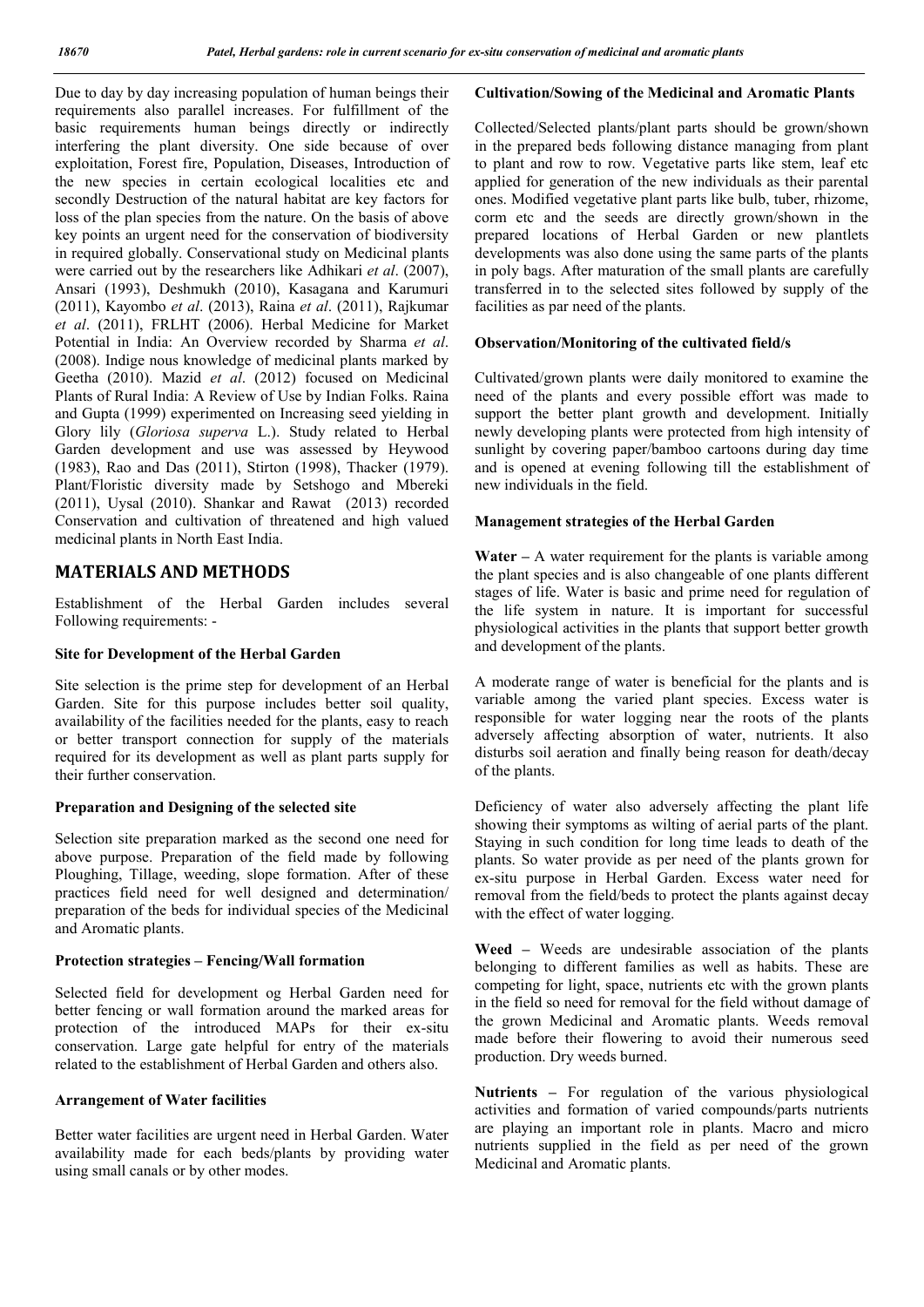Due to day by day increasing population of human beings their requirements also parallel increases. For fulfillment of the basic requirements human beings directly or indirectly interfering the plant diversity. One side because of over exploitation, Forest fire, Population, Diseases, Introduction of the new species in certain ecological localities etc and secondly Destruction of the natural habitat are key factors for loss of the plan species from the nature. On the basis of above key points an urgent need for the conservation of biodiversity in required globally. Conservational study on Medicinal plants were carried out by the researchers like Adhikari *et al*. (2007), Ansari (1993), Deshmukh (2010), Kasagana and Karumuri (2011), Kayombo *et al*. (2013), Raina *et al*. (2011), Rajkumar *et al*. (2011), FRLHT (2006). Herbal Medicine for Market Potential in India: An Overview recorded by Sharma *et al*. (2008). Indige nous knowledge of medicinal plants marked by Geetha (2010). Mazid *et al*. (2012) focused on Medicinal Plants of Rural India: A Review of Use by Indian Folks. Raina and Gupta (1999) experimented on Increasing seed yielding in Glory lily (*Gloriosa superva* L.). Study related to Herbal Garden development and use was assessed by Heywood (1983), Rao and Das (2011), Stirton (1998), Thacker (1979). Plant/Floristic diversity made by Setshogo and Mbereki (2011), Uysal (2010). Shankar and Rawat (2013) recorded Conservation and cultivation of threatened and high valued medicinal plants in North East India.

## MATERIALS AND METHODS

Establishment of the Herbal Garden includes several Following requirements: -

### Site for Development of the Herbal Garden

Site selection is the prime step for development of an Herbal Garden. Site for this purpose includes better soil quality, availability of the facilities needed for the plants, easy to reach or better transport connection for supply of the materials required for its development as well as plant parts supply for their further conservation.

### Preparation and Designing of the selected site

Selection site preparation marked as the second one need for above purpose. Preparation of the field made by following Ploughing, Tillage, weeding, slope formation. After of these practices field need for well designed and determination/ preparation of the beds for individual species of the Medicinal and Aromatic plants.

### Protection strategies – Fencing/Wall formation

Selected field for development og Herbal Garden need for better fencing or wall formation around the marked areas for protection of the introduced MAPs for their ex-situ conservation. Large gate helpful for entry of the materials related to the establishment of Herbal Garden and others also.

### Arrangement of Water facilities

Better water facilities are urgent need in Herbal Garden. Water availability made for each beds/plants by providing water using small canals or by other modes.

### Cultivation/Sowing of the Medicinal and Aromatic Plants

Collected/Selected plants/plant parts should be grown/shown in the prepared beds following distance managing from plant to plant and row to row. Vegetative parts like stem, leaf etc applied for generation of the new individuals as their parental ones. Modified vegetative plant parts like bulb, tuber, rhizome, corm etc and the seeds are directly grown/shown in the prepared locations of Herbal Garden or new plantlets developments was also done using the same parts of the plants in poly bags. After maturation of the small plants are carefully transferred in to the selected sites followed by supply of the facilities as par need of the plants.

### Observation/Monitoring of the cultivated field/s

Cultivated/grown plants were daily monitored to examine the need of the plants and every possible effort was made to support the better plant growth and development. Initially newly developing plants were protected from high intensity of sunlight by covering paper/bamboo cartoons during day time and is opened at evening following till the establishment of new individuals in the field.

### Management strategies of the Herbal Garden

**Water –** A water requirement for the plants is variable among the plant species and is also changeable of one plants different stages of life. Water is basic and prime need for regulation of the life system in nature. It is important for successful physiological activities in the plants that support better growth and development of the plants.

A moderate range of water is beneficial for the plants and is variable among the varied plant species. Excess water is responsible for water logging near the roots of the plants adversely affecting absorption of water, nutrients. It also disturbs soil aeration and finally being reason for death/decay of the plants.

Deficiency of water also adversely affecting the plant life showing their symptoms as wilting of aerial parts of the plant. Staying in such condition for long time leads to death of the plants. So water provide as per need of the plants grown for ex-situ purpose in Herbal Garden. Excess water need for removal from the field/beds to protect the plants against decay with the effect of water logging.

**Weed –** Weeds are undesirable association of the plants belonging to different families as well as habits. These are competing for light, space, nutrients etc with the grown plants in the field so need for removal for the field without damage of the grown Medicinal and Aromatic plants. Weeds removal made before their flowering to avoid their numerous seed production. Dry weeds burned.

**Nutrients –** For regulation of the various physiological activities and formation of varied compounds/parts nutrients are playing an important role in plants. Macro and micro nutrients supplied in the field as per need of the grown Medicinal and Aromatic plants.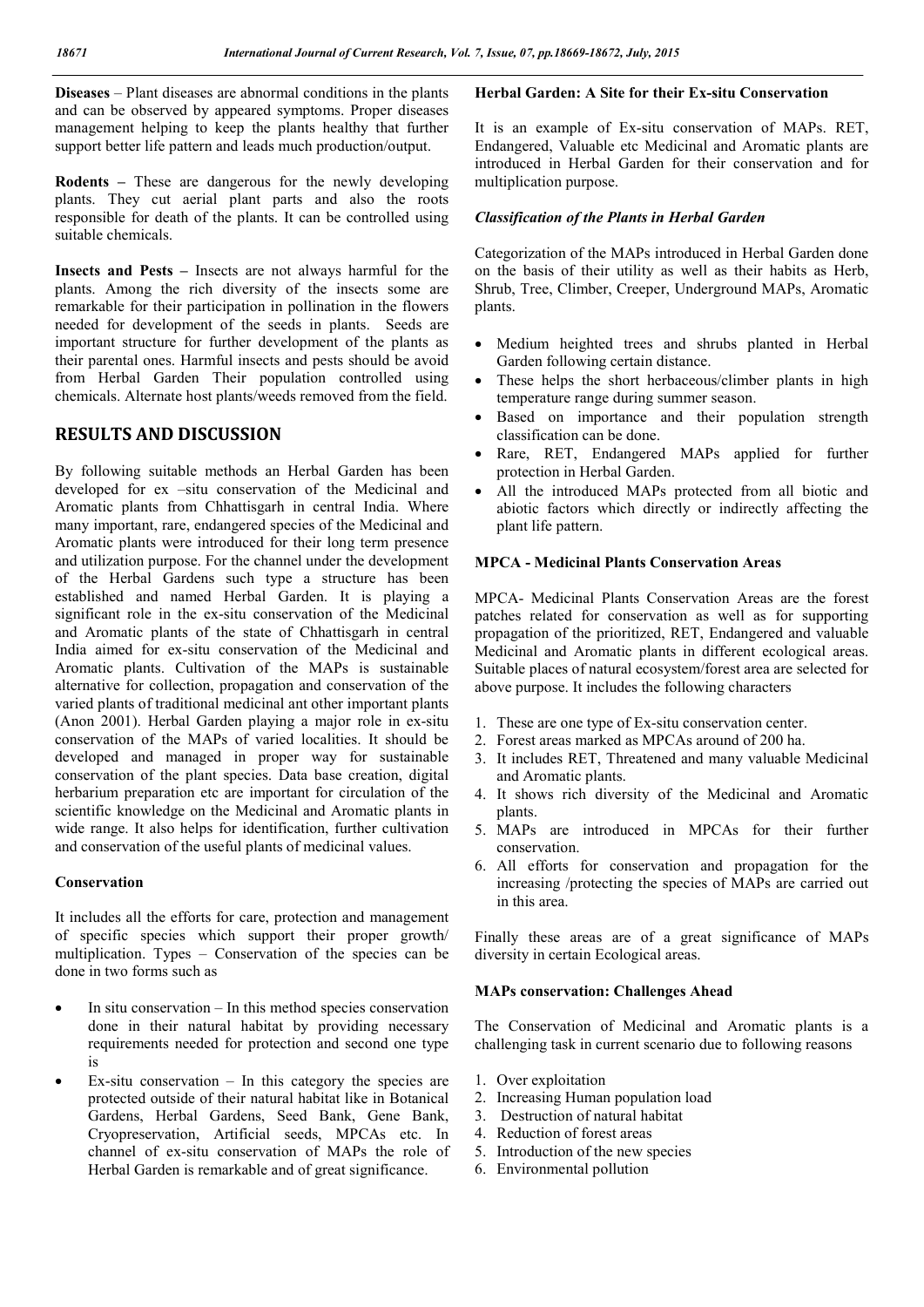**Diseases** – Plant diseases are abnormal conditions in the plants and can be observed by appeared symptoms. Proper diseases management helping to keep the plants healthy that further support better life pattern and leads much production/output.

**Rodents –** These are dangerous for the newly developing plants. They cut aerial plant parts and also the roots responsible for death of the plants. It can be controlled using suitable chemicals.

**Insects and Pests –** Insects are not always harmful for the plants. Among the rich diversity of the insects some are remarkable for their participation in pollination in the flowers needed for development of the seeds in plants. Seeds are important structure for further development of the plants as their parental ones. Harmful insects and pests should be avoid from Herbal Garden Their population controlled using chemicals. Alternate host plants/weeds removed from the field.

## RESULTS AND DISCUSSION

By following suitable methods an Herbal Garden has been developed for ex –situ conservation of the Medicinal and Aromatic plants from Chhattisgarh in central India. Where many important, rare, endangered species of the Medicinal and Aromatic plants were introduced for their long term presence and utilization purpose. For the channel under the development of the Herbal Gardens such type a structure has been established and named Herbal Garden. It is playing a significant role in the ex-situ conservation of the Medicinal and Aromatic plants of the state of Chhattisgarh in central India aimed for ex-situ conservation of the Medicinal and Aromatic plants. Cultivation of the MAPs is sustainable alternative for collection, propagation and conservation of the varied plants of traditional medicinal ant other important plants (Anon 2001). Herbal Garden playing a major role in ex-situ conservation of the MAPs of varied localities. It should be developed and managed in proper way for sustainable conservation of the plant species. Data base creation, digital herbarium preparation etc are important for circulation of the scientific knowledge on the Medicinal and Aromatic plants in wide range. It also helps for identification, further cultivation and conservation of the useful plants of medicinal values.

### Conservation

It includes all the efforts for care, protection and management of specific species which support their proper growth/ multiplication. Types – Conservation of the species can be done in two forms such as

- In situ conservation – In this method species conservation done in their natural habitat by providing necessary requirements needed for protection and second one type is
- Ex-situ conservation – In this category the species are protected outside of their natural habitat like in Botanical Gardens, Herbal Gardens, Seed Bank, Gene Bank, Cryopreservation, Artificial seeds, MPCAs etc. In channel of ex-situ conservation of MAPs the role of Herbal Garden is remarkable and of great significance.

### Herbal Garden: A Site for their Ex-situ Conservation

It is an example of Ex-situ conservation of MAPs. RET, Endangered, Valuable etc Medicinal and Aromatic plants are introduced in Herbal Garden for their conservation and for multiplication purpose.

#### *Classification of the Plants in Herbal Garden*

Categorization of the MAPs introduced in Herbal Garden done on the basis of their utility as well as their habits as Herb, Shrub, Tree, Climber, Creeper, Underground MAPs, Aromatic plants.

- Medium heighted trees and shrubs planted in Herbal Garden following certain distance.
- These helps the short herbaceous/climber plants in high temperature range during summer season.
- Based on importance and their population strength classification can be done.
- Rare, RET, Endangered MAPs applied for further protection in Herbal Garden.
- All the introduced MAPs protected from all biotic and abiotic factors which directly or indirectly affecting the plant life pattern.

### MPCA - Medicinal Plants Conservation Areas

MPCA- Medicinal Plants Conservation Areas are the forest patches related for conservation as well as for supporting propagation of the prioritized, RET, Endangered and valuable Medicinal and Aromatic plants in different ecological areas. Suitable places of natural ecosystem/forest area are selected for above purpose. It includes the following characters

1. These are one type of Ex-situ conservation center.
2. Forest areas marked as MPCAs around of 200 ha.
3. It includes RET, Threatened and many valuable Medicinal and Aromatic plants.
4. It shows rich diversity of the Medicinal and Aromatic plants.
5. MAPs are introduced in MPCAs for their further conservation.
6. All efforts for conservation and propagation for the increasing /protecting the species of MAPs are carried out in this area.

Finally these areas are of a great significance of MAPs diversity in certain Ecological areas.

### MAPs conservation: Challenges Ahead

The Conservation of Medicinal and Aromatic plants is a challenging task in current scenario due to following reasons

1. Over exploitation
2. Increasing Human population load
3. Destruction of natural habitat
4. Reduction of forest areas
5. Introduction of the new species
6. Environmental pollution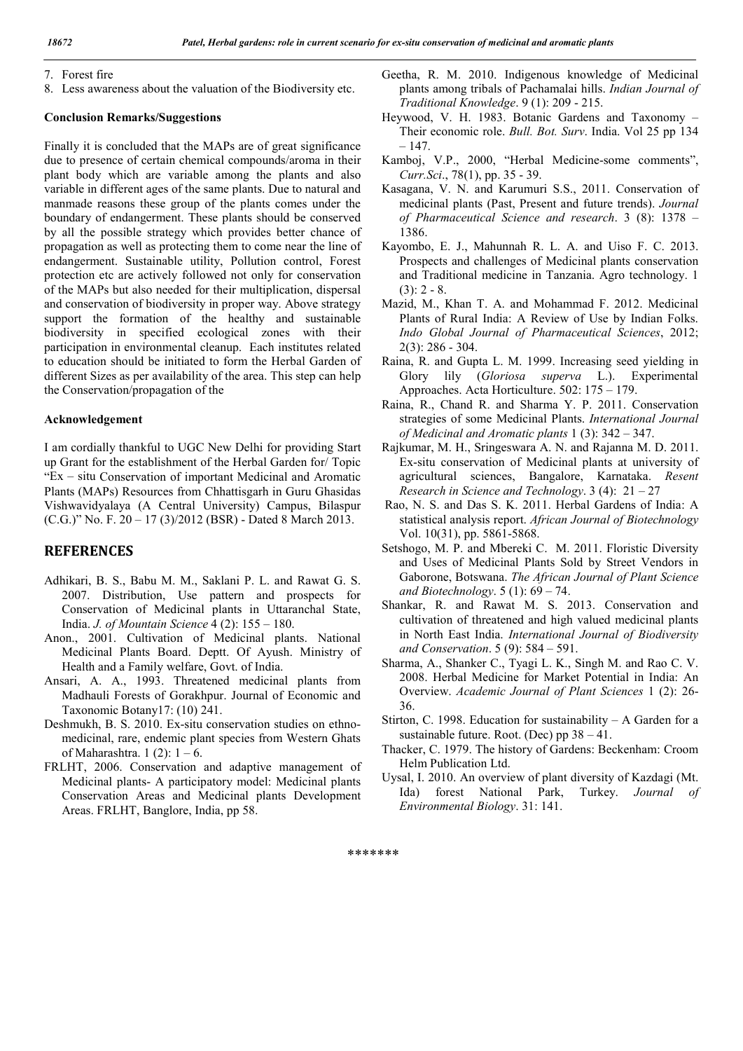7. Forest fire
8. Less awareness about the valuation of the Biodiversity etc.

### Conclusion Remarks/Suggestions

Finally it is concluded that the MAPs are of great significance due to presence of certain chemical compounds/aroma in their plant body which are variable among the plants and also variable in different ages of the same plants. Due to natural and manmade reasons these group of the plants comes under the boundary of endangerment. These plants should be conserved by all the possible strategy which provides better chance of propagation as well as protecting them to come near the line of endangerment. Sustainable utility, Pollution control, Forest protection etc are actively followed not only for conservation of the MAPs but also needed for their multiplication, dispersal and conservation of biodiversity in proper way. Above strategy support the formation of the healthy and sustainable biodiversity in specified ecological zones with their participation in environmental cleanup. Each institutes related to education should be initiated to form the Herbal Garden of different Sizes as per availability of the area. This step can help the Conservation/propagation of the

### Acknowledgement

I am cordially thankful to UGC New Delhi for providing Start up Grant for the establishment of the Herbal Garden for/ Topic "Ex – situ Conservation of important Medicinal and Aromatic Plants (MAPs) Resources from Chhattisgarh in Guru Ghasidas Vishwavidyalaya (A Central University) Campus, Bilaspur (C.G.)" No. F. 20 – 17 (3)/2012 (BSR) - Dated 8 March 2013.

## REFERENCES

- Adhikari, B. S., Babu M. M., Saklani P. L. and Rawat G. S. 2007. Distribution, Use pattern and prospects for Conservation of Medicinal plants in Uttaranchal State, India. *J. of Mountain Science* 4 (2): 155 – 180.
- Anon., 2001. Cultivation of Medicinal plants. National Medicinal Plants Board. Deptt. Of Ayush. Ministry of Health and a Family welfare, Govt. of India.
- Ansari, A. A., 1993. Threatened medicinal plants from Madhauli Forests of Gorakhpur. Journal of Economic and Taxonomic Botany17: (10) 241.
- Deshmukh, B. S. 2010. Ex-situ conservation studies on ethno-medicinal, rare, endemic plant species from Western Ghats of Maharashtra. 1 (2): 1 – 6.
- FRLHT, 2006. Conservation and adaptive management of Medicinal plants- A participatory model: Medicinal plants Conservation Areas and Medicinal plants Development Areas. FRLHT, Banglore, India, pp 58.
- Geetha, R. M. 2010. Indigenous knowledge of Medicinal plants among tribals of Pachamalai hills. *Indian Journal of Traditional Knowledge*. 9 (1): 209 - 215.
- Heywood, V. H. 1983. Botanic Gardens and Taxonomy – Their economic role. *Bull. Bot. Surv*. India. Vol 25 pp 134 – 147.
- Kamboj, V.P., 2000, "Herbal Medicine-some comments", *Curr.Sci*., 78(1), pp. 35 - 39.
- Kasagana, V. N. and Karumuri S.S., 2011. Conservation of medicinal plants (Past, Present and future trends). *Journal of Pharmaceutical Science and research*. 3 (8): 1378 – 1386.
- Kayombo, E. J., Mahunnah R. L. A. and Uiso F. C. 2013. Prospects and challenges of Medicinal plants conservation and Traditional medicine in Tanzania. Agro technology. 1 (3): 2 - 8.
- Mazid, M., Khan T. A. and Mohammad F. 2012. Medicinal Plants of Rural India: A Review of Use by Indian Folks. *Indo Global Journal of Pharmaceutical Sciences*, 2012; 2(3): 286 - 304.
- Raina, R. and Gupta L. M. 1999. Increasing seed yielding in Glory lily (*Gloriosa superva* L.). Experimental Approaches. Acta Horticulture. 502: 175 – 179.
- Raina, R., Chand R. and Sharma Y. P. 2011. Conservation strategies of some Medicinal Plants. *International Journal of Medicinal and Aromatic plants* 1 (3): 342 – 347.
- Rajkumar, M. H., Sringeswara A. N. and Rajanna M. D. 2011. Ex-situ conservation of Medicinal plants at university of agricultural sciences, Bangalore, Karnataka. *Resent Research in Science and Technology*. 3 (4): 21 – 27
- Rao, N. S. and Das S. K. 2011. Herbal Gardens of India: A statistical analysis report. *African Journal of Biotechnology* Vol. 10(31), pp. 5861-5868.
- Setshogo, M. P. and Mbereki C. M. 2011. Floristic Diversity and Uses of Medicinal Plants Sold by Street Vendors in Gaborone, Botswana. *The African Journal of Plant Science and Biotechnology*. 5 (1): 69 – 74.
- Shankar, R. and Rawat M. S. 2013. Conservation and cultivation of threatened and high valued medicinal plants in North East India. *International Journal of Biodiversity and Conservation*. 5 (9): 584 – 591.
- Sharma, A., Shanker C., Tyagi L. K., Singh M. and Rao C. V. 2008. Herbal Medicine for Market Potential in India: An Overview. *Academic Journal of Plant Sciences* 1 (2): 26-36.
- Stirton, C. 1998. Education for sustainability – A Garden for a sustainable future. Root. (Dec) pp 38 – 41.
- Thacker, C. 1979. The history of Gardens: Beckenham: Croom Helm Publication Ltd.
- Uysal, I. 2010. An overview of plant diversity of Kazdagi (Mt. Ida) forest National Park, Turkey. *Journal of Environmental Biology*. 31: 141.

\*\*\*\*\*\*\*